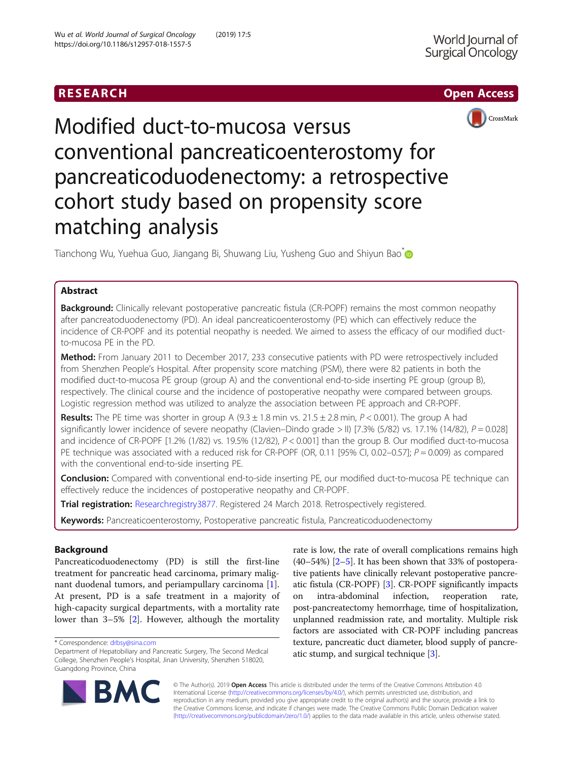RESEARCH Open Access

# Modified duct-to-mucosa versus conventional pancreaticoenterostomy for pancreaticoduodenectomy: a retrospective cohort study based on propensity score matching analysis

Tianchong Wu, Yuehua Guo, Jiangang Bi, Shuwang Liu, Yusheng Guo and Shiyun Bao*

## Abstract

**Background:** Clinically relevant postoperative pancreatic fistula (CR-POPF) remains the most common neopathy after pancreatoduodenectomy (PD). An ideal pancreaticoenterostomy (PE) which can effectively reduce the incidence of CR-POPF and its potential neopathy is needed. We aimed to assess the efficacy of our modified duct-to-mucosa PE in the PD.

**Method:** From January 2011 to December 2017, 233 consecutive patients with PD were retrospectively included from Shenzhen People's Hospital. After propensity score matching (PSM), there were 82 patients in both the modified duct-to-mucosa PE group (group A) and the conventional end-to-side inserting PE group (group B), respectively. The clinical course and the incidence of postoperative neopathy were compared between groups. Logistic regression method was utilized to analyze the association between PE approach and CR-POPF.

**Results:** The PE time was shorter in group A (9.3 ± 1.8 min vs. 21.5 ± 2.8 min, $P < 0.001$). The group A had significantly lower incidence of severe neopathy (Clavien–Dindo grade > II) [7.3% (5/82) vs. 17.1% (14/82), $P = 0.028$] and incidence of CR-POPF [1.2% (1/82) vs. 19.5% (12/82), $P < 0.001$] than the group B. Our modified duct-to-mucosa PE technique was associated with a reduced risk for CR-POPF (OR, 0.11 [95% CI, 0.02–0.57]; $P = 0.009$) as compared with the conventional end-to-side inserting PE.

**Conclusion:** Compared with conventional end-to-side inserting PE, our modified duct-to-mucosa PE technique can effectively reduce the incidences of postoperative neopathy and CR-POPF.

**Trial registration:** Researchregistry3877. Registered 24 March 2018. Retrospectively registered.

**Keywords:** Pancreaticoenterostomy, Postoperative pancreatic fistula, Pancreaticoduodenectomy

## Background

Pancreaticoduodenectomy (PD) is still the first-line treatment for pancreatic head carcinoma, primary malignant duodenal tumors, and periampullary carcinoma [1]. At present, PD is a safe treatment in a majority of high-capacity surgical departments, with a mortality rate lower than 3–5% [2]. However, although the mortality rate is low, the rate of overall complications remains high (40–54%) [2–5]. It has been shown that 33% of postoperative patients have clinically relevant postoperative pancreatic fistula (CR-POPF) [3]. CR-POPF significantly impacts on intra-abdominal infection, reoperation rate, post-pancreatectomy hemorrhage, time of hospitalization, unplanned readmission rate, and mortality. Multiple risk factors are associated with CR-POPF including pancreas texture, pancreatic duct diameter, blood supply of pancreatic stump, and surgical technique [3].

* Correspondence: drbsy@sina.com
Department of Hepatobiliary and Pancreatic Surgery, The Second Medical College, Shenzhen People's Hospital, Jinan University, Shenzhen 518020, Guangdong Province, China

© The Author(s). 2019 **Open Access** This article is distributed under the terms of the Creative Commons Attribution 4.0 International License (http://creativecommons.org/licenses/by/4.0/), which permits unrestricted use, distribution, and reproduction in any medium, provided you give appropriate credit to the original author(s) and the source, provide a link to the Creative Commons license, and indicate if changes were made. The Creative Commons Public Domain Dedication waiver (http://creativecommons.org/publicdomain/zero/1.0/) applies to the data made available in this article, unless otherwise stated.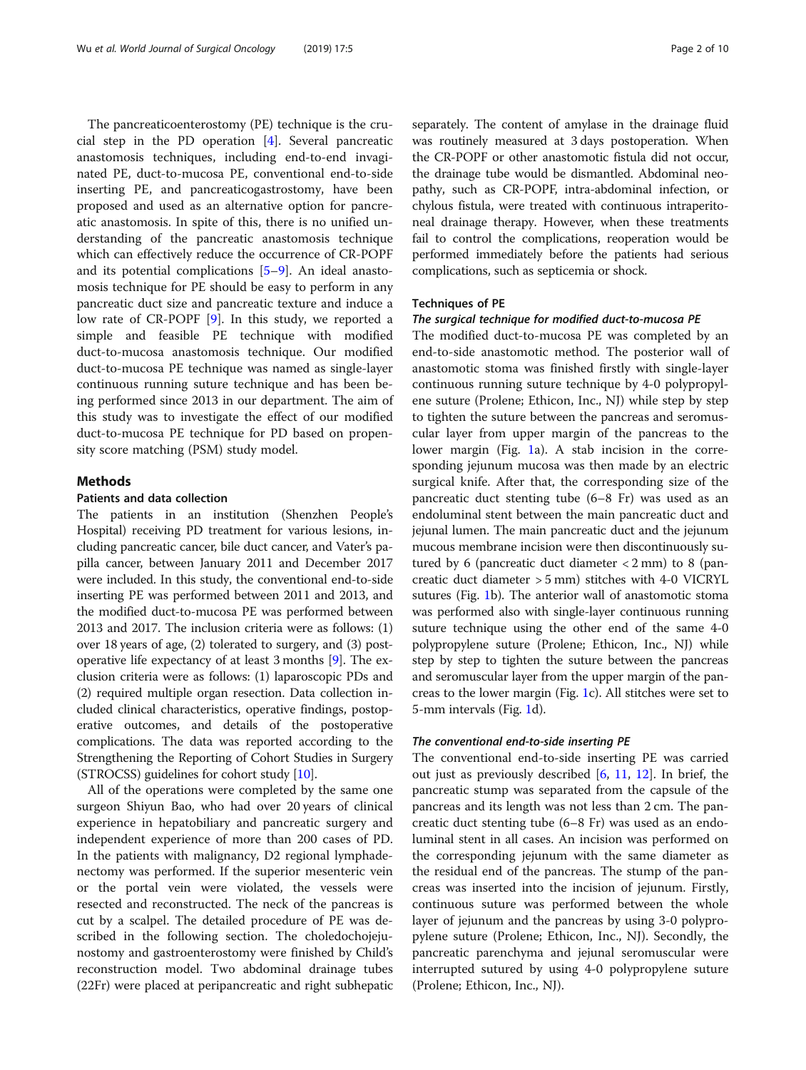The pancreaticoenterostomy (PE) technique is the crucial step in the PD operation [4]. Several pancreatic anastomosis techniques, including end-to-end invaginated PE, duct-to-mucosa PE, conventional end-to-side inserting PE, and pancreaticogastrostomy, have been proposed and used as an alternative option for pancreatic anastomosis. In spite of this, there is no unified understanding of the pancreatic anastomosis technique which can effectively reduce the occurrence of CR-POPF and its potential complications [5–9]. An ideal anastomosis technique for PE should be easy to perform in any pancreatic duct size and pancreatic texture and induce a low rate of CR-POPF [9]. In this study, we reported a simple and feasible PE technique with modified duct-to-mucosa anastomosis technique. Our modified duct-to-mucosa PE technique was named as single-layer continuous running suture technique and has been being performed since 2013 in our department. The aim of this study was to investigate the effect of our modified duct-to-mucosa PE technique for PD based on propensity score matching (PSM) study model.

## Methods

### Patients and data collection

The patients in an institution (Shenzhen People's Hospital) receiving PD treatment for various lesions, including pancreatic cancer, bile duct cancer, and Vater's papilla cancer, between January 2011 and December 2017 were included. In this study, the conventional end-to-side inserting PE was performed between 2011 and 2013, and the modified duct-to-mucosa PE was performed between 2013 and 2017. The inclusion criteria were as follows: (1) over 18 years of age, (2) tolerated to surgery, and (3) postoperative life expectancy of at least 3 months [9]. The exclusion criteria were as follows: (1) laparoscopic PDs and (2) required multiple organ resection. Data collection included clinical characteristics, operative findings, postoperative outcomes, and details of the postoperative complications. The data was reported according to the Strengthening the Reporting of Cohort Studies in Surgery (STROCSS) guidelines for cohort study [10].

All of the operations were completed by the same one surgeon Shiyun Bao, who had over 20 years of clinical experience in hepatobiliary and pancreatic surgery and independent experience of more than 200 cases of PD. In the patients with malignancy, D2 regional lymphadenectomy was performed. If the superior mesenteric vein or the portal vein were violated, the vessels were resected and reconstructed. The neck of the pancreas is cut by a scalpel. The detailed procedure of PE was described in the following section. The choledochojejunostomy and gastroenterostomy were finished by Child's reconstruction model. Two abdominal drainage tubes (22Fr) were placed at peripancreatic and right subhepatic separately. The content of amylase in the drainage fluid was routinely measured at 3 days postoperation. When the CR-POPF or other anastomotic fistula did not occur, the drainage tube would be dismantled. Abdominal neopathy, such as CR-POPF, intra-abdominal infection, or chylous fistula, were treated with continuous intraperitoneal drainage therapy. However, when these treatments fail to control the complications, reoperation would be performed immediately before the patients had serious complications, such as septicemia or shock.

### Techniques of PE

#### *The surgical technique for modified duct-to-mucosa PE*

The modified duct-to-mucosa PE was completed by an end-to-side anastomotic method. The posterior wall of anastomotic stoma was finished firstly with single-layer continuous running suture technique by 4-0 polypropylene suture (Prolene; Ethicon, Inc., NJ) while step by step to tighten the suture between the pancreas and seromuscular layer from upper margin of the pancreas to the lower margin (Fig. 1a). A stab incision in the corresponding jejunum mucosa was then made by an electric surgical knife. After that, the corresponding size of the pancreatic duct stenting tube (6–8 Fr) was used as an endoluminal stent between the main pancreatic duct and jejunal lumen. The main pancreatic duct and the jejunum mucous membrane incision were then discontinuously sutured by 6 (pancreatic duct diameter < 2 mm) to 8 (pancreatic duct diameter > 5 mm) stitches with 4-0 VICRYL sutures (Fig. 1b). The anterior wall of anastomotic stoma was performed also with single-layer continuous running suture technique using the other end of the same 4-0 polypropylene suture (Prolene; Ethicon, Inc., NJ) while step by step to tighten the suture between the pancreas and seromuscular layer from the upper margin of the pancreas to the lower margin (Fig. 1c). All stitches were set to 5-mm intervals (Fig. 1d).

#### *The conventional end-to-side inserting PE*

The conventional end-to-side inserting PE was carried out just as previously described [6, 11, 12]. In brief, the pancreatic stump was separated from the capsule of the pancreas and its length was not less than 2 cm. The pancreatic duct stenting tube (6–8 Fr) was used as an endoluminal stent in all cases. An incision was performed on the corresponding jejunum with the same diameter as the residual end of the pancreas. The stump of the pancreas was inserted into the incision of jejunum. Firstly, continuous suture was performed between the whole layer of jejunum and the pancreas by using 3-0 polypropylene suture (Prolene; Ethicon, Inc., NJ). Secondly, the pancreatic parenchyma and jejunal seromuscular were interrupted sutured by using 4-0 polypropylene suture (Prolene; Ethicon, Inc., NJ).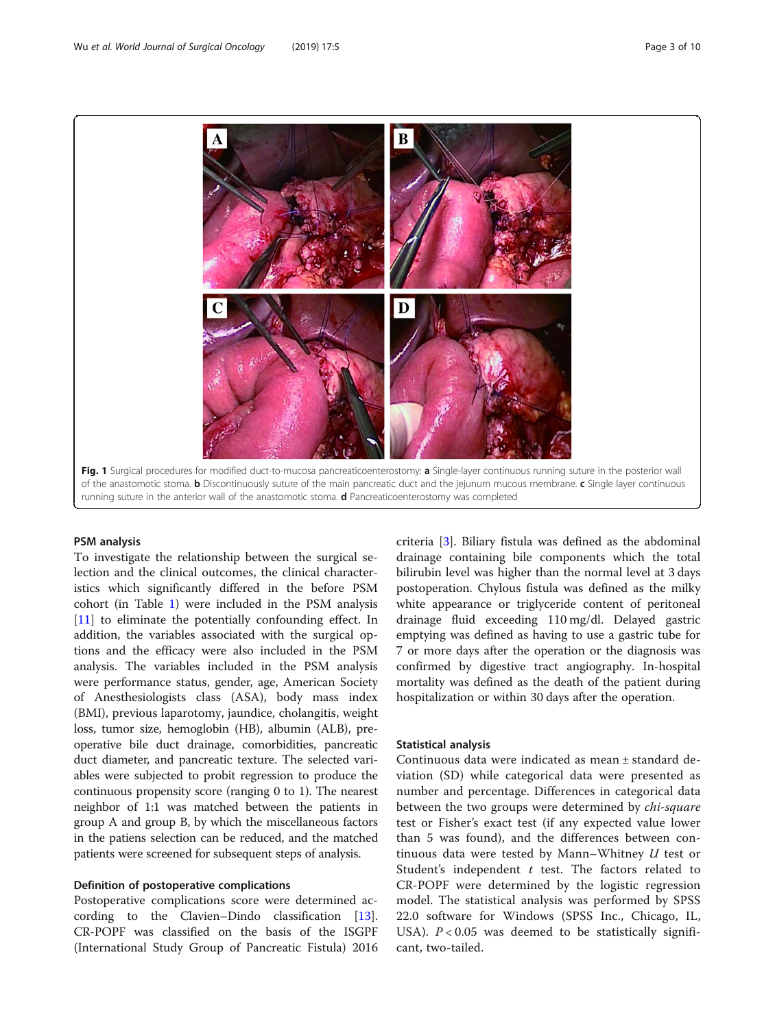Fig. 1 Surgical procedures for modified duct-to-mucosa pancreaticoenterostomy: **a** Single-layer continuous running suture in the posterior wall of the anastomotic stoma. **b** Discontinuously suture of the main pancreatic duct and the jejunum mucous membrane. **c** Single layer continuous running suture in the anterior wall of the anastomotic stoma. **d** Pancreaticoenterostomy was completed

### PSM analysis

To investigate the relationship between the surgical selection and the clinical outcomes, the clinical characteristics which significantly differed in the before PSM cohort (in Table 1) were included in the PSM analysis [11] to eliminate the potentially confounding effect. In addition, the variables associated with the surgical options and the efficacy were also included in the PSM analysis. The variables included in the PSM analysis were performance status, gender, age, American Society of Anesthesiologists class (ASA), body mass index (BMI), previous laparotomy, jaundice, cholangitis, weight loss, tumor size, hemoglobin (HB), albumin (ALB), preoperative bile duct drainage, comorbidities, pancreatic duct diameter, and pancreatic texture. The selected variables were subjected to probit regression to produce the continuous propensity score (ranging 0 to 1). The nearest neighbor of 1:1 was matched between the patients in group A and group B, by which the miscellaneous factors in the patiens selection can be reduced, and the matched patients were screened for subsequent steps of analysis.

### Definition of postoperative complications

Postoperative complications score were determined according to the Clavien–Dindo classification [13]. CR-POPF was classified on the basis of the ISGPF (International Study Group of Pancreatic Fistula) 2016 criteria [3]. Biliary fistula was defined as the abdominal drainage containing bile components which the total bilirubin level was higher than the normal level at 3 days postoperation. Chylous fistula was defined as the milky white appearance or triglyceride content of peritoneal drainage fluid exceeding 110 mg/dl. Delayed gastric emptying was defined as having to use a gastric tube for 7 or more days after the operation or the diagnosis was confirmed by digestive tract angiography. In-hospital mortality was defined as the death of the patient during hospitalization or within 30 days after the operation.

### Statistical analysis

Continuous data were indicated as mean ± standard deviation (SD) while categorical data were presented as number and percentage. Differences in categorical data between the two groups were determined by *chi-square* test or Fisher's exact test (if any expected value lower than 5 was found), and the differences between continuous data were tested by Mann–Whitney *U* test or Student's independent *t* test. The factors related to CR-POPF were determined by the logistic regression model. The statistical analysis was performed by SPSS 22.0 software for Windows (SPSS Inc., Chicago, IL, USA). $P < 0.05$ was deemed to be statistically significant, two-tailed.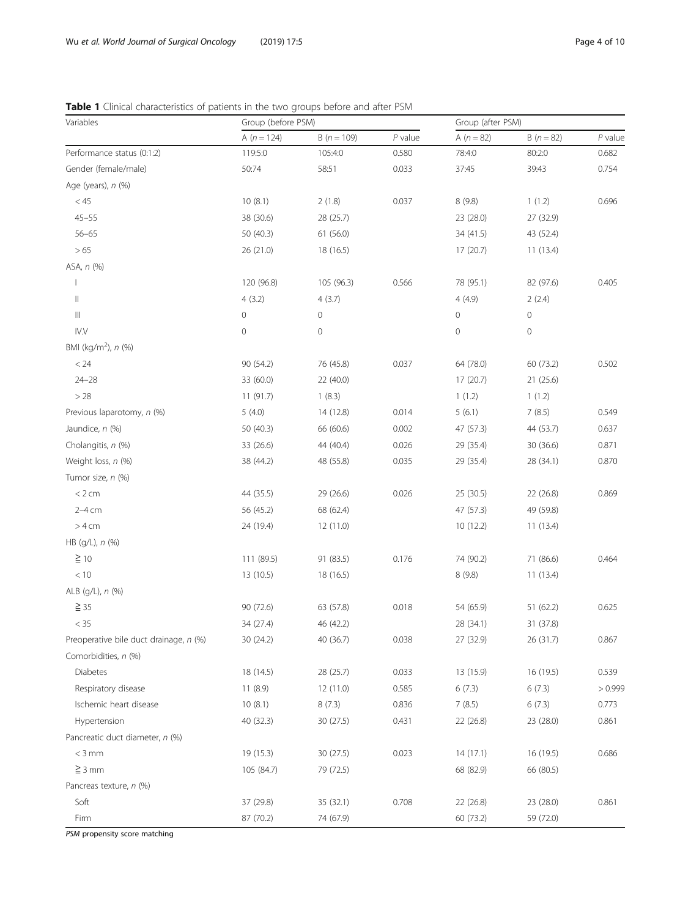**Table 1** Clinical characteristics of patients in the two groups before and after PSM

| Variables | Group (before PSM) | | | Group (after PSM) | | |
|---|---|---|---|---|---|---|
| | A ($n = 124$) | B ($n = 109$) | $P$ value | A ($n = 82$) | B ($n = 82$) | $P$ value |
| Performance status (0:1:2) | 119:5:0 | 105:4:0 | 0.580 | 78:4:0 | 80:2:0 | 0.682 |
| Gender (female/male) | 50:74 | 58:51 | 0.033 | 37:45 | 39:43 | 0.754 |
| Age (years), *n* (%) | | | | | | |
| < 45 | 10 (8.1) | 2 (1.8) | 0.037 | 8 (9.8) | 1 (1.2) | 0.696 |
| 45–55 | 38 (30.6) | 28 (25.7) | | 23 (28.0) | 27 (32.9) | |
| 56–65 | 50 (40.3) | 61 (56.0) | | 34 (41.5) | 43 (52.4) | |
| > 65 | 26 (21.0) | 18 (16.5) | | 17 (20.7) | 11 (13.4) | |
| ASA, *n* (%) | | | | | | |
| I | 120 (96.8) | 105 (96.3) | 0.566 | 78 (95.1) | 82 (97.6) | 0.405 |
| II | 4 (3.2) | 4 (3.7) | | 4 (4.9) | 2 (2.4) | |
| III | 0 | 0 | | 0 | 0 | |
| IV.V | 0 | 0 | | 0 | 0 | |
| BMI (kg/m$^2$), *n* (%) | | | | | | |
| < 24 | 90 (54.2) | 76 (45.8) | 0.037 | 64 (78.0) | 60 (73.2) | 0.502 |
| 24–28 | 33 (60.0) | 22 (40.0) | | 17 (20.7) | 21 (25.6) | |
| > 28 | 11 (91.7) | 1 (8.3) | | 1 (1.2) | 1 (1.2) | |
| Previous laparotomy, *n* (%) | 5 (4.0) | 14 (12.8) | 0.014 | 5 (6.1) | 7 (8.5) | 0.549 |
| Jaundice, *n* (%) | 50 (40.3) | 66 (60.6) | 0.002 | 47 (57.3) | 44 (53.7) | 0.637 |
| Cholangitis, *n* (%) | 33 (26.6) | 44 (40.4) | 0.026 | 29 (35.4) | 30 (36.6) | 0.871 |
| Weight loss, *n* (%) | 38 (44.2) | 48 (55.8) | 0.035 | 29 (35.4) | 28 (34.1) | 0.870 |
| Tumor size, *n* (%) | | | | | | |
| < 2 cm | 44 (35.5) | 29 (26.6) | 0.026 | 25 (30.5) | 22 (26.8) | 0.869 |
| 2–4 cm | 56 (45.2) | 68 (62.4) | | 47 (57.3) | 49 (59.8) | |
| > 4 cm | 24 (19.4) | 12 (11.0) | | 10 (12.2) | 11 (13.4) | |
| HB (g/L), *n* (%) | | | | | | |
| ≧ 10 | 111 (89.5) | 91 (83.5) | 0.176 | 74 (90.2) | 71 (86.6) | 0.464 |
| < 10 | 13 (10.5) | 18 (16.5) | | 8 (9.8) | 11 (13.4) | |
| ALB (g/L), *n* (%) | | | | | | |
| ≧ 35 | 90 (72.6) | 63 (57.8) | 0.018 | 54 (65.9) | 51 (62.2) | 0.625 |
| < 35 | 34 (27.4) | 46 (42.2) | | 28 (34.1) | 31 (37.8) | |
| Preoperative bile duct drainage, *n* (%) | 30 (24.2) | 40 (36.7) | 0.038 | 27 (32.9) | 26 (31.7) | 0.867 |
| Comorbidities, *n* (%) | | | | | | |
| Diabetes | 18 (14.5) | 28 (25.7) | 0.033 | 13 (15.9) | 16 (19.5) | 0.539 |
| Respiratory disease | 11 (8.9) | 12 (11.0) | 0.585 | 6 (7.3) | 6 (7.3) | > 0.999 |
| Ischemic heart disease | 10 (8.1) | 8 (7.3) | 0.836 | 7 (8.5) | 6 (7.3) | 0.773 |
| Hypertension | 40 (32.3) | 30 (27.5) | 0.431 | 22 (26.8) | 23 (28.0) | 0.861 |
| Pancreatic duct diameter, *n* (%) | | | | | | |
| < 3 mm | 19 (15.3) | 30 (27.5) | 0.023 | 14 (17.1) | 16 (19.5) | 0.686 |
| ≧ 3 mm | 105 (84.7) | 79 (72.5) | | 68 (82.9) | 66 (80.5) | |
| Pancreas texture, *n* (%) | | | | | | |
| Soft | 37 (29.8) | 35 (32.1) | 0.708 | 22 (26.8) | 23 (28.0) | 0.861 |
| Firm | 87 (70.2) | 74 (67.9) | | 60 (73.2) | 59 (72.0) | |

*PSM* propensity score matching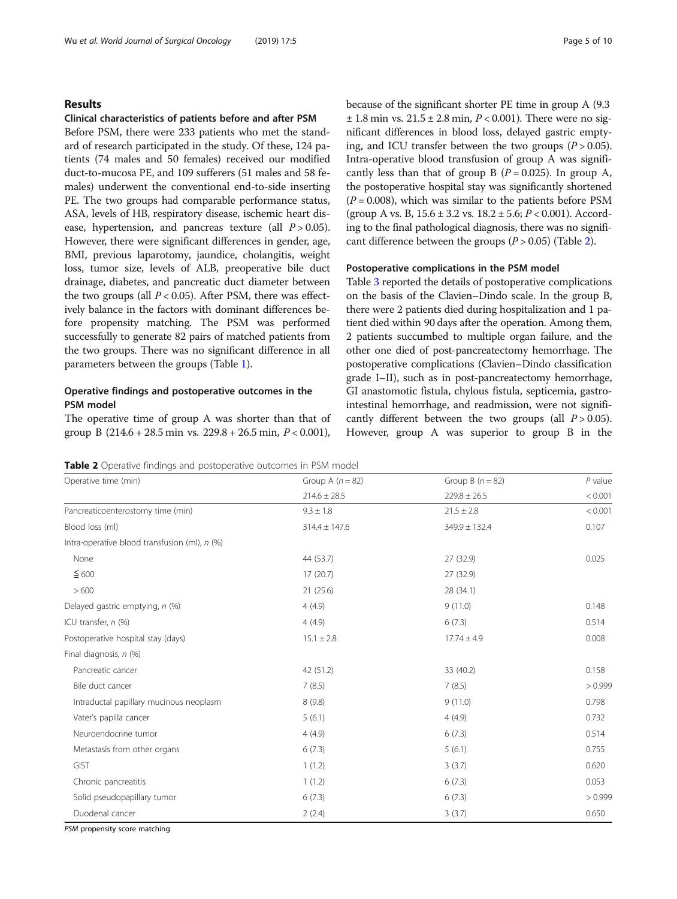## Results

### Clinical characteristics of patients before and after PSM

Before PSM, there were 233 patients who met the standard of research participated in the study. Of these, 124 patients (74 males and 50 females) received our modified duct-to-mucosa PE, and 109 sufferers (51 males and 58 females) underwent the conventional end-to-side inserting PE. The two groups had comparable performance status, ASA, levels of HB, respiratory disease, ischemic heart disease, hypertension, and pancreas texture (all $P > 0.05$). However, there were significant differences in gender, age, BMI, previous laparotomy, jaundice, cholangitis, weight loss, tumor size, levels of ALB, preoperative bile duct drainage, diabetes, and pancreatic duct diameter between the two groups (all $P < 0.05$). After PSM, there was effectively balance in the factors with dominant differences before propensity matching. The PSM was performed successfully to generate 82 pairs of matched patients from the two groups. There was no significant difference in all parameters between the groups (Table 1).

### Operative findings and postoperative outcomes in the PSM model

The operative time of group A was shorter than that of group B (214.6 + 28.5 min vs. 229.8 + 26.5 min, $P < 0.001$), because of the significant shorter PE time in group A (9.3 ± 1.8 min vs. 21.5 ± 2.8 min, $P < 0.001$). There were no significant differences in blood loss, delayed gastric emptying, and ICU transfer between the two groups ($P > 0.05$). Intra-operative blood transfusion of group A was significantly less than that of group B ($P = 0.025$). In group A, the postoperative hospital stay was significantly shortened ($P = 0.008$), which was similar to the patients before PSM (group A vs. B, 15.6 ± 3.2 vs. 18.2 ± 5.6; $P < 0.001$). According to the final pathological diagnosis, there was no significant difference between the groups ($P > 0.05$) (Table 2).

### Postoperative complications in the PSM model

Table 3 reported the details of postoperative complications on the basis of the Clavien–Dindo scale. In the group B, there were 2 patients died during hospitalization and 1 patient died within 90 days after the operation. Among them, 2 patients succumbed to multiple organ failure, and the other one died of post-pancreatectomy hemorrhage. The postoperative complications (Clavien–Dindo classification grade I–II), such as in post-pancreatectomy hemorrhage, GI anastomotic fistula, chylous fistula, septicemia, gastrointestinal hemorrhage, and readmission, were not significantly different between the two groups (all $P > 0.05$). However, group A was superior to group B in the

**Table 2** Operative findings and postoperative outcomes in PSM model

| Operative time (min) | Group A (*n* = 82) | Group B (*n* = 82) | *P* value |
|---|---|---|---|
| | 214.6 ± 28.5 | 229.8 ± 26.5 | < 0.001 |
| Pancreaticoenterostomy time (min) | 9.3 ± 1.8 | 21.5 ± 2.8 | < 0.001 |
| Blood loss (ml) | 314.4 ± 147.6 | 349.9 ± 132.4 | 0.107 |
| Intra-operative blood transfusion (ml), *n* (%) | | | |
| None | 44 (53.7) | 27 (32.9) | 0.025 |
| ≦ 600 | 17 (20.7) | 27 (32.9) | |
| > 600 | 21 (25.6) | 28 (34.1) | |
| Delayed gastric emptying, *n* (%) | 4 (4.9) | 9 (11.0) | 0.148 |
| ICU transfer, *n* (%) | 4 (4.9) | 6 (7.3) | 0.514 |
| Postoperative hospital stay (days) | 15.1 ± 2.8 | 17.74 ± 4.9 | 0.008 |
| Final diagnosis, *n* (%) | | | |
| Pancreatic cancer | 42 (51.2) | 33 (40.2) | 0.158 |
| Bile duct cancer | 7 (8.5) | 7 (8.5) | > 0.999 |
| Intraductal papillary mucinous neoplasm | 8 (9.8) | 9 (11.0) | 0.798 |
| Vater's papilla cancer | 5 (6.1) | 4 (4.9) | 0.732 |
| Neuroendocrine tumor | 4 (4.9) | 6 (7.3) | 0.514 |
| Metastasis from other organs | 6 (7.3) | 5 (6.1) | 0.755 |
| GIST | 1 (1.2) | 3 (3.7) | 0.620 |
| Chronic pancreatitis | 1 (1.2) | 6 (7.3) | 0.053 |
| Solid pseudopapillary tumor | 6 (7.3) | 6 (7.3) | > 0.999 |
| Duodenal cancer | 2 (2.4) | 3 (3.7) | 0.650 |

*PSM* propensity score matching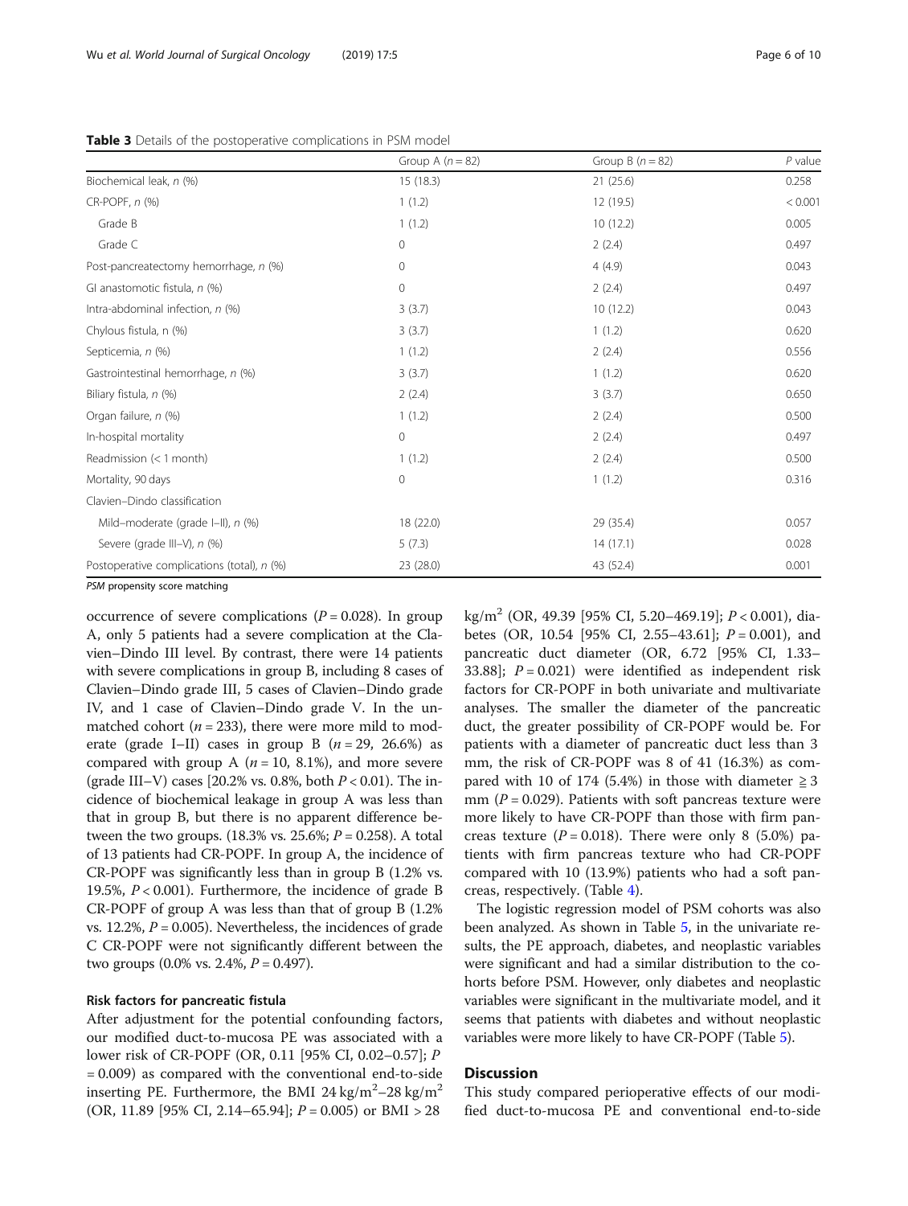**Table 3** Details of the postoperative complications in PSM model

| | Group A ($n = 82$) | Group B ($n = 82$) | $P$ value |
|---|---|---|---|
| Biochemical leak, $n$ (%) | 15 (18.3) | 21 (25.6) | 0.258 |
| CR-POPF, $n$ (%) | 1 (1.2) | 12 (19.5) | < 0.001 |
| Grade B | 1 (1.2) | 10 (12.2) | 0.005 |
| Grade C | 0 | 2 (2.4) | 0.497 |
| Post-pancreatectomy hemorrhage, $n$ (%) | 0 | 4 (4.9) | 0.043 |
| GI anastomotic fistula, $n$ (%) | 0 | 2 (2.4) | 0.497 |
| Intra-abdominal infection, $n$ (%) | 3 (3.7) | 10 (12.2) | 0.043 |
| Chylous fistula, n (%) | 3 (3.7) | 1 (1.2) | 0.620 |
| Septicemia, $n$ (%) | 1 (1.2) | 2 (2.4) | 0.556 |
| Gastrointestinal hemorrhage, $n$ (%) | 3 (3.7) | 1 (1.2) | 0.620 |
| Biliary fistula, $n$ (%) | 2 (2.4) | 3 (3.7) | 0.650 |
| Organ failure, $n$ (%) | 1 (1.2) | 2 (2.4) | 0.500 |
| In-hospital mortality | 0 | 2 (2.4) | 0.497 |
| Readmission (< 1 month) | 1 (1.2) | 2 (2.4) | 0.500 |
| Mortality, 90 days | 0 | 1 (1.2) | 0.316 |
| Clavien–Dindo classification | | | |
| Mild–moderate (grade I–II), $n$ (%) | 18 (22.0) | 29 (35.4) | 0.057 |
| Severe (grade III–V), $n$ (%) | 5 (7.3) | 14 (17.1) | 0.028 |
| Postoperative complications (total), $n$ (%) | 23 (28.0) | 43 (52.4) | 0.001 |

*PSM* propensity score matching

occurrence of severe complications ($P = 0.028$). In group A, only 5 patients had a severe complication at the Clavien–Dindo III level. By contrast, there were 14 patients with severe complications in group B, including 8 cases of Clavien–Dindo grade III, 5 cases of Clavien–Dindo grade IV, and 1 case of Clavien–Dindo grade V. In the unmatched cohort ($n = 233$), there were more mild to moderate (grade I–II) cases in group B ($n = 29$, 26.6%) as compared with group A ($n = 10$, 8.1%), and more severe (grade III–V) cases [20.2% vs. 0.8%, both $P < 0.01$). The incidence of biochemical leakage in group A was less than that in group B, but there is no apparent difference between the two groups. (18.3% vs. 25.6%; $P = 0.258$). A total of 13 patients had CR-POPF. In group A, the incidence of CR-POPF was significantly less than in group B (1.2% vs. 19.5%, $P < 0.001$). Furthermore, the incidence of grade B CR-POPF of group A was less than that of group B (1.2% vs. 12.2%, $P = 0.005$). Nevertheless, the incidences of grade C CR-POPF were not significantly different between the two groups (0.0% vs. 2.4%, $P = 0.497$).

### Risk factors for pancreatic fistula

After adjustment for the potential confounding factors, our modified duct-to-mucosa PE was associated with a lower risk of CR-POPF (OR, 0.11 [95% CI, 0.02–0.57]; $P = 0.009$) as compared with the conventional end-to-side inserting PE. Furthermore, the BMI 24 kg/m$^2$–28 kg/m$^2$ (OR, 11.89 [95% CI, 2.14–65.94]; $P = 0.005$) or BMI > 28 kg/m$^2$ (OR, 49.39 [95% CI, 5.20–469.19]; $P < 0.001$), diabetes (OR, 10.54 [95% CI, 2.55–43.61]; $P = 0.001$), and pancreatic duct diameter (OR, 6.72 [95% CI, 1.33–33.88]; $P = 0.021$) were identified as independent risk factors for CR-POPF in both univariate and multivariate analyses. The smaller the diameter of the pancreatic duct, the greater possibility of CR-POPF would be. For patients with a diameter of pancreatic duct less than 3 mm, the risk of CR-POPF was 8 of 41 (16.3%) as compared with 10 of 174 (5.4%) in those with diameter ≧ 3 mm ($P = 0.029$). Patients with soft pancreas texture were more likely to have CR-POPF than those with firm pancreas texture ($P = 0.018$). There were only 8 (5.0%) patients with firm pancreas texture who had CR-POPF compared with 10 (13.9%) patients who had a soft pancreas, respectively. (Table 4).

The logistic regression model of PSM cohorts was also been analyzed. As shown in Table 5, in the univariate results, the PE approach, diabetes, and neoplastic variables were significant and had a similar distribution to the cohorts before PSM. However, only diabetes and neoplastic variables were significant in the multivariate model, and it seems that patients with diabetes and without neoplastic variables were more likely to have CR-POPF (Table 5).

## Discussion

This study compared perioperative effects of our modified duct-to-mucosa PE and conventional end-to-side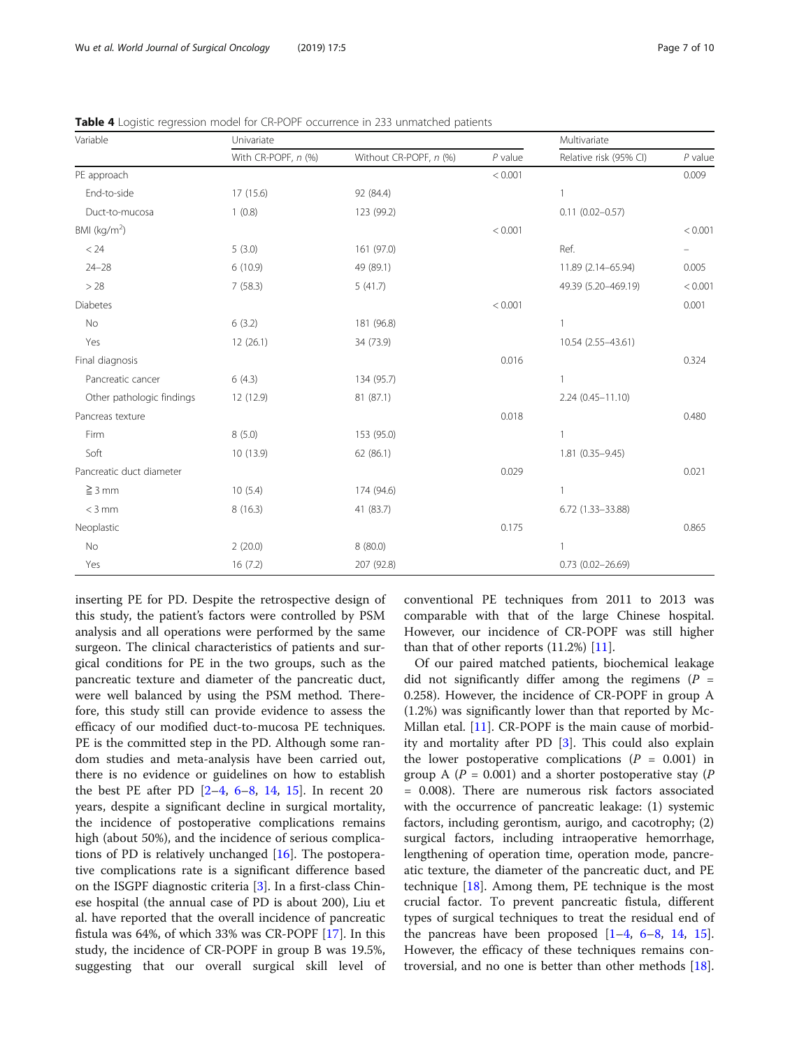**Table 4** Logistic regression model for CR-POPF occurrence in 233 unmatched patients

| Variable | Univariate | | | Multivariate | |
|---|---|---|---|---|---|
| | With CR-POPF, *n* (%) | Without CR-POPF, *n* (%) | *P* value | Relative risk (95% CI) | *P* value |
| PE approach | | | < 0.001 | | 0.009 |
| End-to-side | 17 (15.6) | 92 (84.4) | | 1 | |
| Duct-to-mucosa | 1 (0.8) | 123 (99.2) | | 0.11 (0.02–0.57) | |
| BMI (kg/m$^2$) | | | < 0.001 | | < 0.001 |
| < 24 | 5 (3.0) | 161 (97.0) | | Ref. | – |
| 24–28 | 6 (10.9) | 49 (89.1) | | 11.89 (2.14–65.94) | 0.005 |
| > 28 | 7 (58.3) | 5 (41.7) | | 49.39 (5.20–469.19) | < 0.001 |
| Diabetes | | | < 0.001 | | 0.001 |
| No | 6 (3.2) | 181 (96.8) | | 1 | |
| Yes | 12 (26.1) | 34 (73.9) | | 10.54 (2.55–43.61) | |
| Final diagnosis | | | 0.016 | | 0.324 |
| Pancreatic cancer | 6 (4.3) | 134 (95.7) | | 1 | |
| Other pathologic findings | 12 (12.9) | 81 (87.1) | | 2.24 (0.45–11.10) | |
| Pancreas texture | | | 0.018 | | 0.480 |
| Firm | 8 (5.0) | 153 (95.0) | | 1 | |
| Soft | 10 (13.9) | 62 (86.1) | | 1.81 (0.35–9.45) | |
| Pancreatic duct diameter | | | 0.029 | | 0.021 |
| ≧ 3 mm | 10 (5.4) | 174 (94.6) | | 1 | |
| < 3 mm | 8 (16.3) | 41 (83.7) | | 6.72 (1.33–33.88) | |
| Neoplastic | | | 0.175 | | 0.865 |
| No | 2 (20.0) | 8 (80.0) | | 1 | |
| Yes | 16 (7.2) | 207 (92.8) | | 0.73 (0.02–26.69) | |

inserting PE for PD. Despite the retrospective design of this study, the patient's factors were controlled by PSM analysis and all operations were performed by the same surgeon. The clinical characteristics of patients and surgical conditions for PE in the two groups, such as the pancreatic texture and diameter of the pancreatic duct, were well balanced by using the PSM method. Therefore, this study still can provide evidence to assess the efficacy of our modified duct-to-mucosa PE techniques. PE is the committed step in the PD. Although some random studies and meta-analysis have been carried out, there is no evidence or guidelines on how to establish the best PE after PD [2–4, 6–8, 14, 15]. In recent 20 years, despite a significant decline in surgical mortality, the incidence of postoperative complications remains high (about 50%), and the incidence of serious complications of PD is relatively unchanged [16]. The postoperative complications rate is a significant difference based on the ISGPF diagnostic criteria [3]. In a first-class Chinese hospital (the annual case of PD is about 200), Liu et al. have reported that the overall incidence of pancreatic fistula was 64%, of which 33% was CR-POPF [17]. In this study, the incidence of CR-POPF in group B was 19.5%, suggesting that our overall surgical skill level of conventional PE techniques from 2011 to 2013 was comparable with that of the large Chinese hospital. However, our incidence of CR-POPF was still higher than that of other reports (11.2%) [11].

Of our paired matched patients, biochemical leakage did not significantly differ among the regimens ($P$ = 0.258). However, the incidence of CR-POPF in group A (1.2%) was significantly lower than that reported by McMillan etal. [11]. CR-POPF is the main cause of morbidity and mortality after PD [3]. This could also explain the lower postoperative complications ($P$ = 0.001) in group A ($P$ = 0.001) and a shorter postoperative stay ($P$ = 0.008). There are numerous risk factors associated with the occurrence of pancreatic leakage: (1) systemic factors, including gerontism, aurigo, and cacotrophy; (2) surgical factors, including intraoperative hemorrhage, lengthening of operation time, operation mode, pancreatic texture, the diameter of the pancreatic duct, and PE technique [18]. Among them, PE technique is the most crucial factor. To prevent pancreatic fistula, different types of surgical techniques to treat the residual end of the pancreas have been proposed [1–4, 6–8, 14, 15]. However, the efficacy of these techniques remains controversial, and no one is better than other methods [18].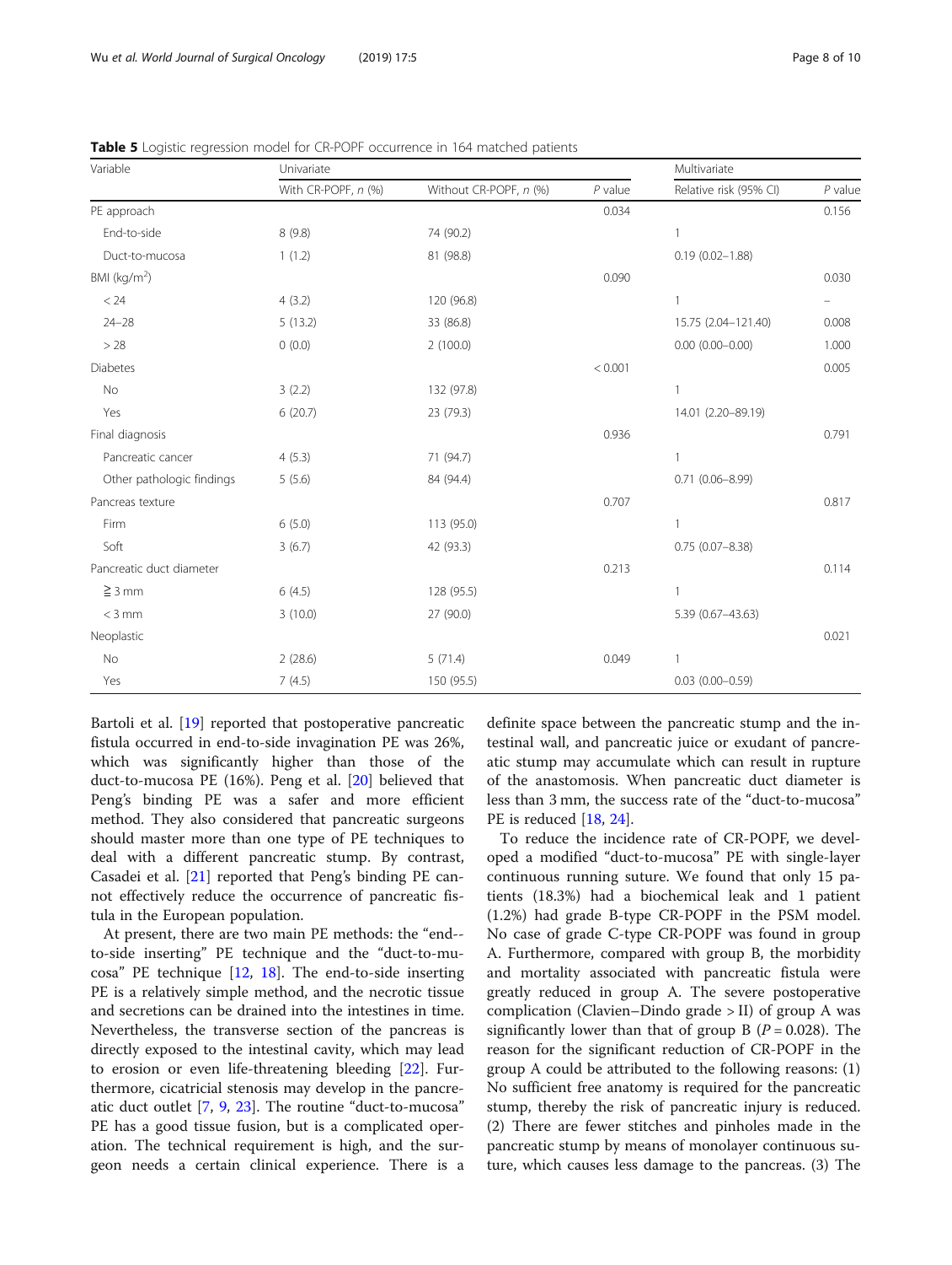**Table 5** Logistic regression model for CR-POPF occurrence in 164 matched patients

| Variable | Univariate | | | Multivariate | |
|---|---|---|---|---|---|
| | With CR-POPF, *n* (%) | Without CR-POPF, *n* (%) | *P* value | Relative risk (95% CI) | *P* value |
| PE approach | | | 0.034 | | 0.156 |
| End-to-side | 8 (9.8) | 74 (90.2) | | 1 | |
| Duct-to-mucosa | 1 (1.2) | 81 (98.8) | | 0.19 (0.02–1.88) | |
| BMI (kg/m$^2$) | | | 0.090 | | 0.030 |
| < 24 | 4 (3.2) | 120 (96.8) | | 1 | – |
| 24–28 | 5 (13.2) | 33 (86.8) | | 15.75 (2.04–121.40) | 0.008 |
| > 28 | 0 (0.0) | 2 (100.0) | | 0.00 (0.00–0.00) | 1.000 |
| Diabetes | | | < 0.001 | | 0.005 |
| No | 3 (2.2) | 132 (97.8) | | 1 | |
| Yes | 6 (20.7) | 23 (79.3) | | 14.01 (2.20–89.19) | |
| Final diagnosis | | | 0.936 | | 0.791 |
| Pancreatic cancer | 4 (5.3) | 71 (94.7) | | 1 | |
| Other pathologic findings | 5 (5.6) | 84 (94.4) | | 0.71 (0.06–8.99) | |
| Pancreas texture | | | 0.707 | | 0.817 |
| Firm | 6 (5.0) | 113 (95.0) | | 1 | |
| Soft | 3 (6.7) | 42 (93.3) | | 0.75 (0.07–8.38) | |
| Pancreatic duct diameter | | | 0.213 | | 0.114 |
| ≧ 3 mm | 6 (4.5) | 128 (95.5) | | 1 | |
| < 3 mm | 3 (10.0) | 27 (90.0) | | 5.39 (0.67–43.63) | |
| Neoplastic | | | | | 0.021 |
| No | 2 (28.6) | 5 (71.4) | 0.049 | 1 | |
| Yes | 7 (4.5) | 150 (95.5) | | 0.03 (0.00–0.59) | |

Bartoli et al. [19] reported that postoperative pancreatic fistula occurred in end-to-side invagination PE was 26%, which was significantly higher than those of the duct-to-mucosa PE (16%). Peng et al. [20] believed that Peng's binding PE was a safer and more efficient method. They also considered that pancreatic surgeons should master more than one type of PE techniques to deal with a different pancreatic stump. By contrast, Casadei et al. [21] reported that Peng's binding PE cannot effectively reduce the occurrence of pancreatic fistula in the European population.

At present, there are two main PE methods: the "end-to-side inserting" PE technique and the "duct-to-mucosa" PE technique [12, 18]. The end-to-side inserting PE is a relatively simple method, and the necrotic tissue and secretions can be drained into the intestines in time. Nevertheless, the transverse section of the pancreas is directly exposed to the intestinal cavity, which may lead to erosion or even life-threatening bleeding [22]. Furthermore, cicatricial stenosis may develop in the pancreatic duct outlet [7, 9, 23]. The routine "duct-to-mucosa" PE has a good tissue fusion, but is a complicated operation. The technical requirement is high, and the surgeon needs a certain clinical experience. There is a definite space between the pancreatic stump and the intestinal wall, and pancreatic juice or exudant of pancreatic stump may accumulate which can result in rupture of the anastomosis. When pancreatic duct diameter is less than 3 mm, the success rate of the "duct-to-mucosa" PE is reduced [18, 24].

To reduce the incidence rate of CR-POPF, we developed a modified "duct-to-mucosa" PE with single-layer continuous running suture. We found that only 15 patients (18.3%) had a biochemical leak and 1 patient (1.2%) had grade B-type CR-POPF in the PSM model. No case of grade C-type CR-POPF was found in group A. Furthermore, compared with group B, the morbidity and mortality associated with pancreatic fistula were greatly reduced in group A. The severe postoperative complication (Clavien–Dindo grade > II) of group A was significantly lower than that of group B ($P = 0.028$). The reason for the significant reduction of CR-POPF in the group A could be attributed to the following reasons: (1) No sufficient free anatomy is required for the pancreatic stump, thereby the risk of pancreatic injury is reduced. (2) There are fewer stitches and pinholes made in the pancreatic stump by means of monolayer continuous suture, which causes less damage to the pancreas. (3) The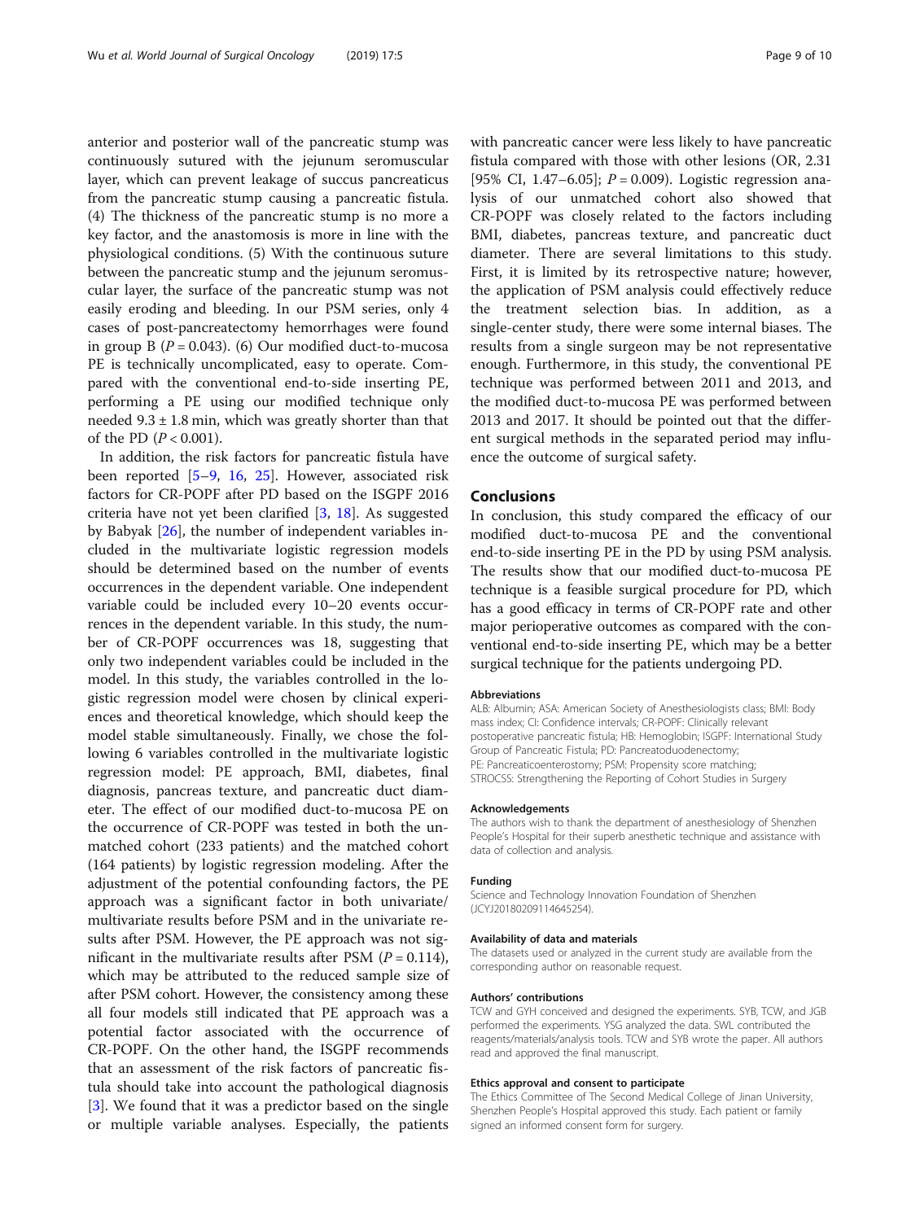anterior and posterior wall of the pancreatic stump was continuously sutured with the jejunum seromuscular layer, which can prevent leakage of succus pancreaticus from the pancreatic stump causing a pancreatic fistula. (4) The thickness of the pancreatic stump is no more a key factor, and the anastomosis is more in line with the physiological conditions. (5) With the continuous suture between the pancreatic stump and the jejunum seromuscular layer, the surface of the pancreatic stump was not easily eroding and bleeding. In our PSM series, only 4 cases of post-pancreatectomy hemorrhages were found in group B ($P = 0.043$). (6) Our modified duct-to-mucosa PE is technically uncomplicated, easy to operate. Compared with the conventional end-to-side inserting PE, performing a PE using our modified technique only needed $9.3 \pm 1.8$ min, which was greatly shorter than that of the PD ($P < 0.001$).

In addition, the risk factors for pancreatic fistula have been reported [5–9, 16, 25]. However, associated risk factors for CR-POPF after PD based on the ISGPF 2016 criteria have not yet been clarified [3, 18]. As suggested by Babyak [26], the number of independent variables included in the multivariate logistic regression models should be determined based on the number of events occurrences in the dependent variable. One independent variable could be included every 10–20 events occurrences in the dependent variable. In this study, the number of CR-POPF occurrences was 18, suggesting that only two independent variables could be included in the model. In this study, the variables controlled in the logistic regression model were chosen by clinical experiences and theoretical knowledge, which should keep the model stable simultaneously. Finally, we chose the following 6 variables controlled in the multivariate logistic regression model: PE approach, BMI, diabetes, final diagnosis, pancreas texture, and pancreatic duct diameter. The effect of our modified duct-to-mucosa PE on the occurrence of CR-POPF was tested in both the unmatched cohort (233 patients) and the matched cohort (164 patients) by logistic regression modeling. After the adjustment of the potential confounding factors, the PE approach was a significant factor in both univariate/multivariate results before PSM and in the univariate results after PSM. However, the PE approach was not significant in the multivariate results after PSM ($P = 0.114$), which may be attributed to the reduced sample size of after PSM cohort. However, the consistency among these all four models still indicated that PE approach was a potential factor associated with the occurrence of CR-POPF. On the other hand, the ISGPF recommends that an assessment of the risk factors of pancreatic fistula should take into account the pathological diagnosis [3]. We found that it was a predictor based on the single or multiple variable analyses. Especially, the patients with pancreatic cancer were less likely to have pancreatic fistula compared with those with other lesions (OR, 2.31 [95% CI, 1.47–6.05]; $P = 0.009$). Logistic regression analysis of our unmatched cohort also showed that CR-POPF was closely related to the factors including BMI, diabetes, pancreas texture, and pancreatic duct diameter. There are several limitations to this study. First, it is limited by its retrospective nature; however, the application of PSM analysis could effectively reduce the treatment selection bias. In addition, as a single-center study, there were some internal biases. The results from a single surgeon may be not representative enough. Furthermore, in this study, the conventional PE technique was performed between 2011 and 2013, and the modified duct-to-mucosa PE was performed between 2013 and 2017. It should be pointed out that the different surgical methods in the separated period may influence the outcome of surgical safety.

## Conclusions

In conclusion, this study compared the efficacy of our modified duct-to-mucosa PE and the conventional end-to-side inserting PE in the PD by using PSM analysis. The results show that our modified duct-to-mucosa PE technique is a feasible surgical procedure for PD, which has a good efficacy in terms of CR-POPF rate and other major perioperative outcomes as compared with the conventional end-to-side inserting PE, which may be a better surgical technique for the patients undergoing PD.

#### Abbreviations

ALB: Albumin; ASA: American Society of Anesthesiologists class; BMI: Body mass index; CI: Confidence intervals; CR-POPF: Clinically relevant postoperative pancreatic fistula; HB: Hemoglobin; ISGPF: International Study Group of Pancreatic Fistula; PD: Pancreatoduodenectomy; PE: Pancreaticoenterostomy; PSM: Propensity score matching; STROCSS: Strengthening the Reporting of Cohort Studies in Surgery

#### Acknowledgements

The authors wish to thank the department of anesthesiology of Shenzhen People's Hospital for their superb anesthetic technique and assistance with data of collection and analysis.

#### Funding

Science and Technology Innovation Foundation of Shenzhen (JCYJ20180209114645254).

#### Availability of data and materials

The datasets used or analyzed in the current study are available from the corresponding author on reasonable request.

#### Authors' contributions

TCW and GYH conceived and designed the experiments. SYB, TCW, and JGB performed the experiments. YSG analyzed the data. SWL contributed the reagents/materials/analysis tools. TCW and SYB wrote the paper. All authors read and approved the final manuscript.

#### Ethics approval and consent to participate

The Ethics Committee of The Second Medical College of Jinan University, Shenzhen People's Hospital approved this study. Each patient or family signed an informed consent form for surgery.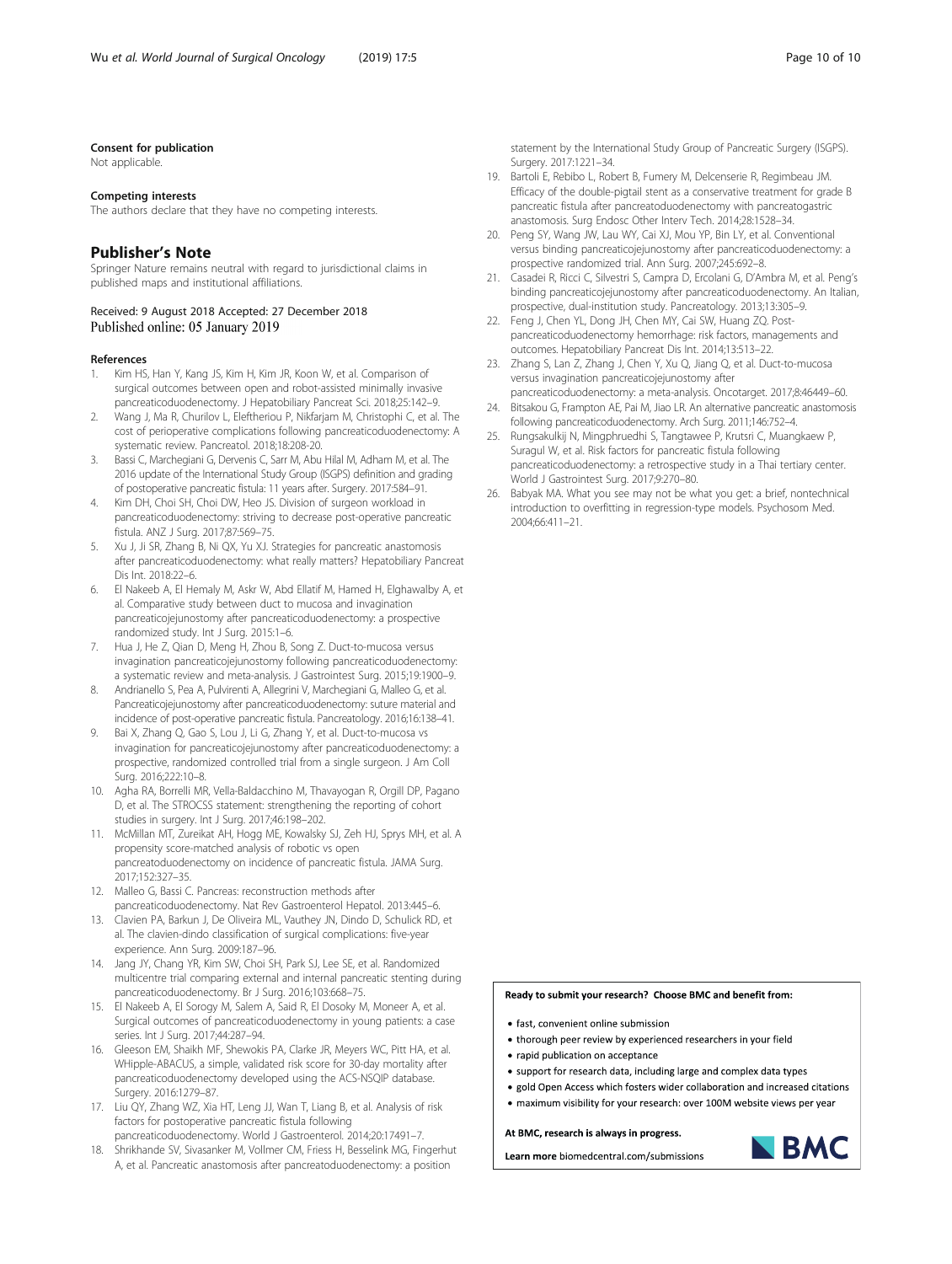#### Consent for publication
Not applicable.

#### Competing interests
The authors declare that they have no competing interests.

## Publisher's Note
Springer Nature remains neutral with regard to jurisdictional claims in published maps and institutional affiliations.

Received: 9 August 2018 Accepted: 27 December 2018
Published online: 05 January 2019

#### References
1. Kim HS, Han Y, Kang JS, Kim H, Kim JR, Koon W, et al. Comparison of surgical outcomes between open and robot-assisted minimally invasive pancreaticoduodenectomy. J Hepatobiliary Pancreat Sci. 2018;25:142–9.
2. Wang J, Ma R, Churilov L, Eleftheriou P, Nikfarjam M, Christophi C, et al. The cost of perioperative complications following pancreaticoduodenectomy: A systematic review. Pancreatol. 2018;18:208-20.
3. Bassi C, Marchegiani G, Dervenis C, Sarr M, Abu Hilal M, Adham M, et al. The 2016 update of the International Study Group (ISGPS) definition and grading of postoperative pancreatic fistula: 11 years after. Surgery. 2017:584–91.
4. Kim DH, Choi SH, Choi DW, Heo JS. Division of surgeon workload in pancreaticoduodenectomy: striving to decrease post-operative pancreatic fistula. ANZ J Surg. 2017;87:569–75.
5. Xu J, Ji SR, Zhang B, Ni QX, Yu XJ. Strategies for pancreatic anastomosis after pancreaticoduodenectomy: what really matters? Hepatobiliary Pancreat Dis Int. 2018:22–6.
6. El Nakeeb A, El Hemaly M, Askr W, Abd Ellatif M, Hamed H, Elghawalby A, et al. Comparative study between duct to mucosa and invagination pancreaticojejunostomy after pancreaticoduodenectomy: a prospective randomized study. Int J Surg. 2015:1–6.
7. Hua J, He Z, Qian D, Meng H, Zhou B, Song Z. Duct-to-mucosa versus invagination pancreaticojejunostomy following pancreaticoduodenectomy: a systematic review and meta-analysis. J Gastrointest Surg. 2015;19:1900–9.
8. Andrianello S, Pea A, Pulvirenti A, Allegrini V, Marchegiani G, Malleo G, et al. Pancreaticojejunostomy after pancreaticoduodenectomy: suture material and incidence of post-operative pancreatic fistula. Pancreatology. 2016;16:138–41.
9. Bai X, Zhang Q, Gao S, Lou J, Li G, Zhang Y, et al. Duct-to-mucosa vs invagination for pancreaticojejunostomy after pancreaticoduodenectomy: a prospective, randomized controlled trial from a single surgeon. J Am Coll Surg. 2016;222:10–8.
10. Agha RA, Borrelli MR, Vella-Baldacchino M, Thavayogan R, Orgill DP, Pagano D, et al. The STROCSS statement: strengthening the reporting of cohort studies in surgery. Int J Surg. 2017;46:198–202.
11. McMillan MT, Zureikat AH, Hogg ME, Kowalsky SJ, Zeh HJ, Sprys MH, et al. A propensity score-matched analysis of robotic vs open pancreatoduodenectomy on incidence of pancreatic fistula. JAMA Surg. 2017;152:327–35.
12. Malleo G, Bassi C. Pancreas: reconstruction methods after pancreaticoduodenectomy. Nat Rev Gastroenterol Hepatol. 2013:445–6.
13. Clavien PA, Barkun J, De Oliveira ML, Vauthey JN, Dindo D, Schulick RD, et al. The clavien-dindo classification of surgical complications: five-year experience. Ann Surg. 2009:187–96.
14. Jang JY, Chang YR, Kim SW, Choi SH, Park SJ, Lee SE, et al. Randomized multicentre trial comparing external and internal pancreatic stenting during pancreaticoduodenectomy. Br J Surg. 2016;103:668–75.
15. El Nakeeb A, El Sorogy M, Salem A, Said R, El Dosoky M, Moneer A, et al. Surgical outcomes of pancreaticoduodenectomy in young patients: a case series. Int J Surg. 2017;44:287–94.
16. Gleeson EM, Shaikh MF, Shewokis PA, Clarke JR, Meyers WC, Pitt HA, et al. WHipple-ABACUS, a simple, validated risk score for 30-day mortality after pancreaticoduodenectomy developed using the ACS-NSQIP database. Surgery. 2016:1279–87.
17. Liu QY, Zhang WZ, Xia HT, Leng JJ, Wan T, Liang B, et al. Analysis of risk factors for postoperative pancreatic fistula following pancreaticoduodenectomy. World J Gastroenterol. 2014;20:17491–7.
18. Shrikhande SV, Sivasanker M, Vollmer CM, Friess H, Besselink MG, Fingerhut A, et al. Pancreatic anastomosis after pancreatoduodenectomy: a position statement by the International Study Group of Pancreatic Surgery (ISGPS). Surgery. 2017:1221–34.
19. Bartoli E, Rebibo L, Robert B, Fumery M, Delcenserie R, Regimbeau JM. Efficacy of the double-pigtail stent as a conservative treatment for grade B pancreatic fistula after pancreatoduodenectomy with pancreatogastric anastomosis. Surg Endosc Other Interv Tech. 2014;28:1528–34.
20. Peng SY, Wang JW, Lau WY, Cai XJ, Mou YP, Bin LY, et al. Conventional versus binding pancreaticojejunostomy after pancreaticoduodenectomy: a prospective randomized trial. Ann Surg. 2007;245:692–8.
21. Casadei R, Ricci C, Silvestri S, Campra D, Ercolani G, D'Ambra M, et al. Peng's binding pancreaticojejunostomy after pancreaticoduodenectomy. An Italian, prospective, dual-institution study. Pancreatology. 2013;13:305–9.
22. Feng J, Chen YL, Dong JH, Chen MY, Cai SW, Huang ZQ. Post-pancreaticoduodenectomy hemorrhage: risk factors, managements and outcomes. Hepatobiliary Pancreat Dis Int. 2014;13:513–22.
23. Zhang S, Lan Z, Zhang J, Chen Y, Xu Q, Jiang Q, et al. Duct-to-mucosa versus invagination pancreaticojejunostomy after pancreaticoduodenectomy: a meta-analysis. Oncotarget. 2017;8:46449–60.
24. Bitsakou G, Frampton AE, Pai M, Jiao LR. An alternative pancreatic anastomosis following pancreaticoduodenectomy. Arch Surg. 2011;146:752–4.
25. Rungsakulkij N, Mingphruedhi S, Tangtawee P, Krutsri C, Muangkaew P, Suragul W, et al. Risk factors for pancreatic fistula following pancreaticoduodenectomy: a retrospective study in a Thai tertiary center. World J Gastrointest Surg. 2017;9:270–80.
26. Babyak MA. What you see may not be what you get: a brief, nontechnical introduction to overfitting in regression-type models. Psychosom Med. 2004;66:411–21.

**Ready to submit your research? Choose BMC and benefit from:**

- fast, convenient online submission
- thorough peer review by experienced researchers in your field
- rapid publication on acceptance
- support for research data, including large and complex data types
- gold Open Access which fosters wider collaboration and increased citations
- maximum visibility for your research: over 100M website views per year

**At BMC, research is always in progress.**

**Learn more** biomedcentral.com/submissions

BMC